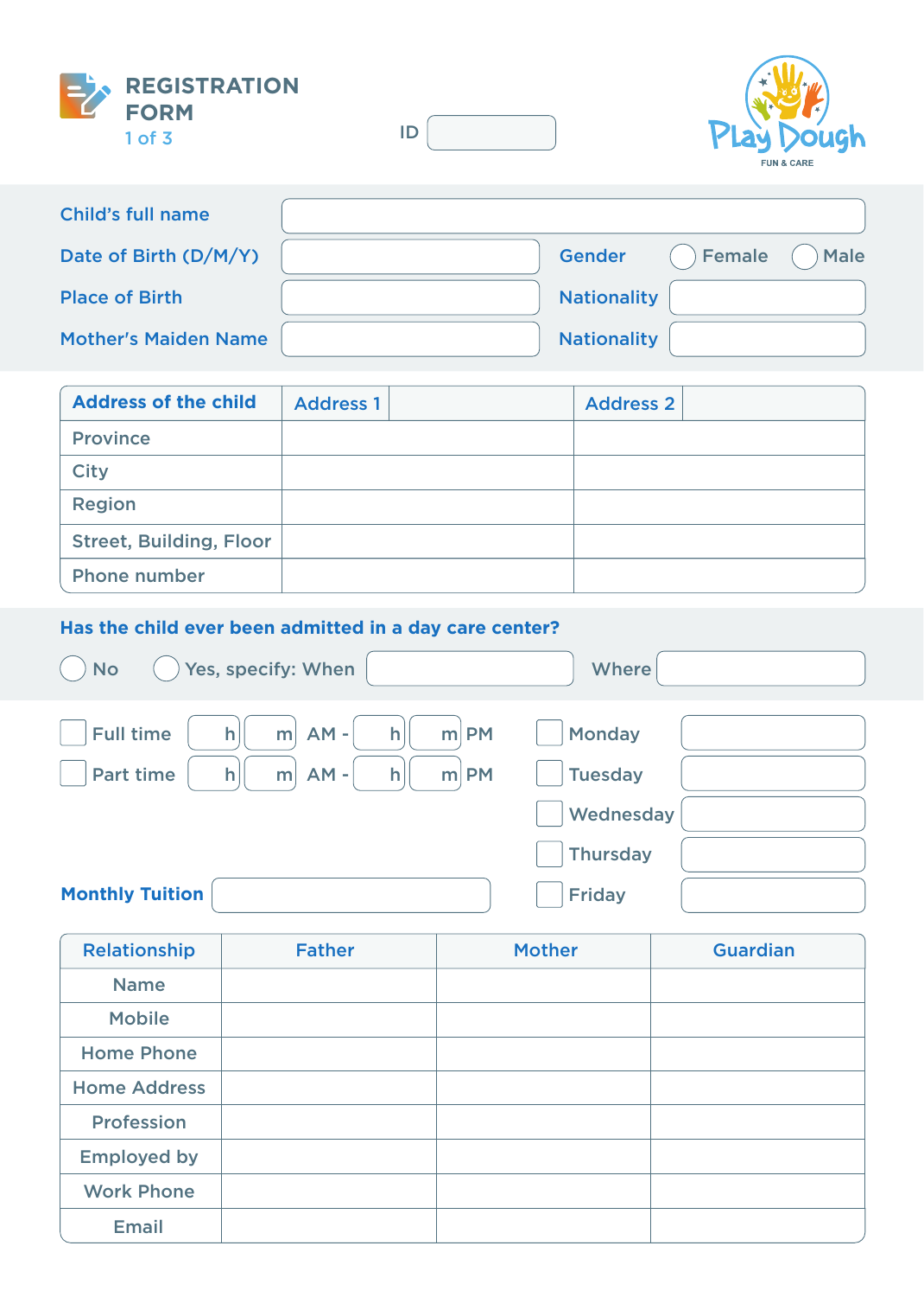# REGISTRATION FORM

ID ______

Play Dough
FUN & CARE

| | | | |
|---|---|---|---|
| Child's full name | | | |
| Date of Birth (D/M/Y) | | Gender | ◯ Female ◯ Male |
| Place of Birth | | Nationality | |
| Mother's Maiden Name | | Nationality | |

| Address of the child | Address 1 | Address 2 |
|---|---|---|
| Province | | |
| City | | |
| Region | | |
| Street, Building, Floor | | |
| Phone number | | |

**Has the child ever been admitted in a day care center?**

◯ No ◯ Yes, specify: When ______ Where ______

☐ Full time ___h ___m AM - ___h ___m PM

☐ Part time ___h ___m AM - ___h ___m PM

☐ Monday ______

☐ Tuesday ______

☐ Wednesday ______

☐ Thursday ______

☐ Friday ______

**Monthly Tuition** ______

| Relationship | Father | Mother | Guardian |
|---|---|---|---|
| Name | | | |
| Mobile | | | |
| Home Phone | | | |
| Home Address | | | |
| Profession | | | |
| Employed by | | | |
| Work Phone | | | |
| Email | | | |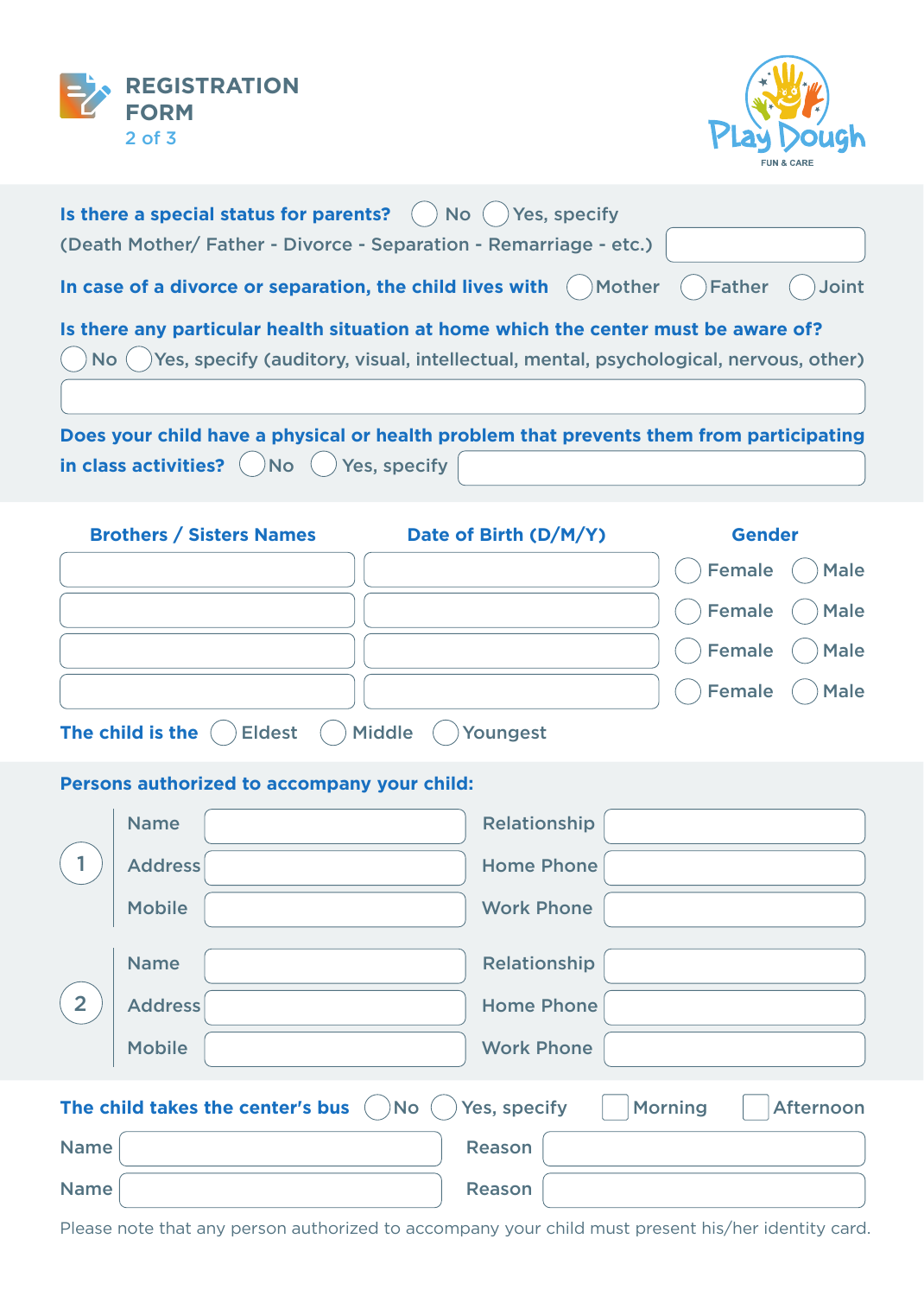# REGISTRATION FORM

Play Dough
FUN & CARE

**Is there a special status for parents?** ◯ No ◯ Yes, specify
(Death Mother/ Father - Divorce - Separation - Remarriage - etc.) ________

**In case of a divorce or separation, the child lives with** ◯ Mother ◯ Father ◯ Joint

**Is there any particular health situation at home which the center must be aware of?**
◯ No ◯ Yes, specify (auditory, visual, intellectual, mental, psychological, nervous, other)
________

**Does your child have a physical or health problem that prevents them from participating in class activities?** ◯ No ◯ Yes, specify ________

| Brothers / Sisters Names | Date of Birth (D/M/Y) | Gender |
|---|---|---|
| | | ◯ Female ◯ Male |
| | | ◯ Female ◯ Male |
| | | ◯ Female ◯ Male |
| | | ◯ Female ◯ Male |

**The child is the** ◯ Eldest ◯ Middle ◯ Youngest

**Persons authorized to accompany your child:**

**1**

| | | | |
|---|---|---|---|
| Name | | Relationship | |
| Address | | Home Phone | |
| Mobile | | Work Phone | |

**2**

| | | | |
|---|---|---|---|
| Name | | Relationship | |
| Address | | Home Phone | |
| Mobile | | Work Phone | |

**The child takes the center's bus** ◯ No ◯ Yes, specify ☐ Morning ☐ Afternoon

| | | | |
|---|---|---|---|
| Name | | Reason | |
| Name | | Reason | |

Please note that any person authorized to accompany your child must present his/her identity card.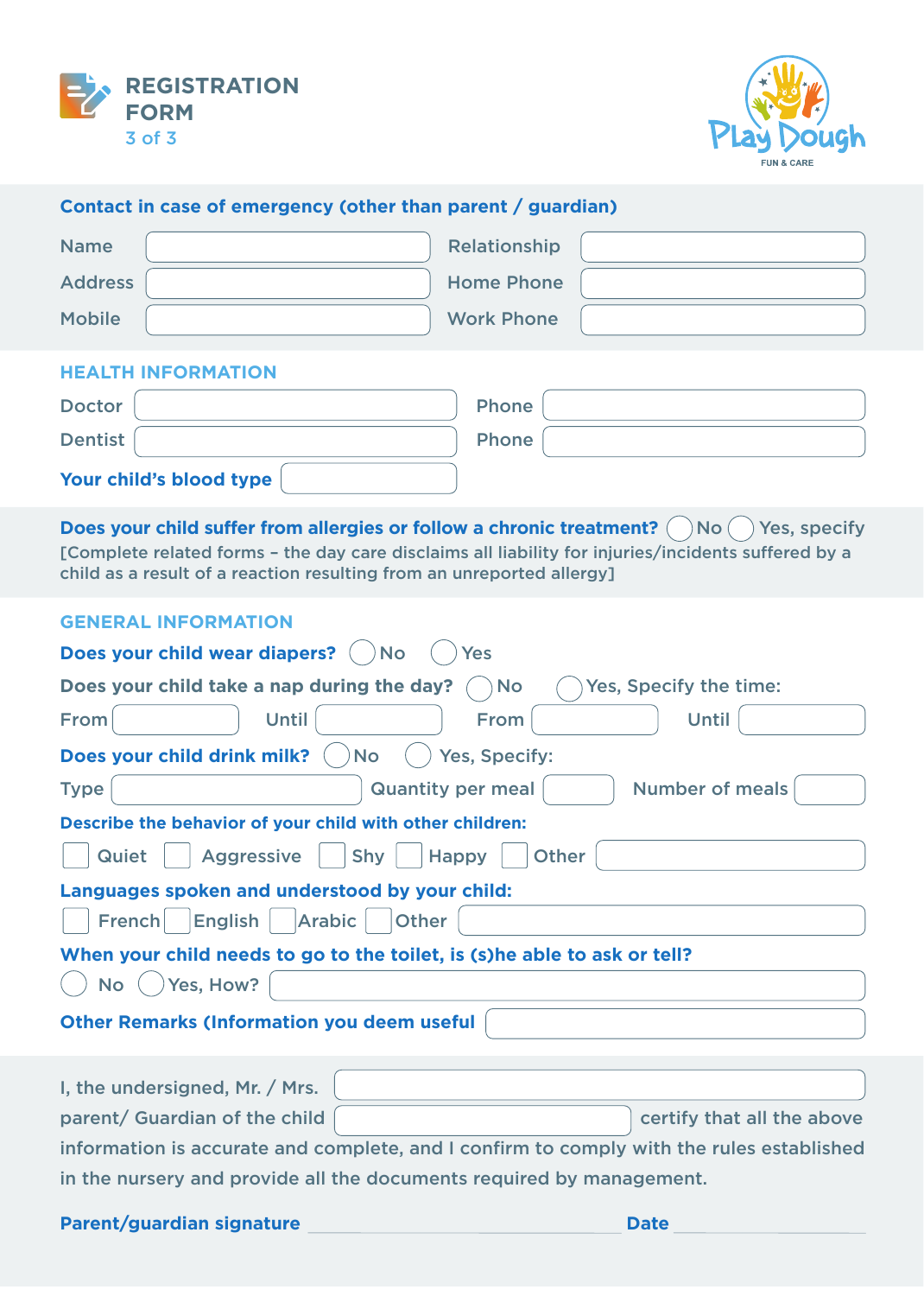# REGISTRATION FORM

3 of 3

Play Dough
FUN & CARE

## Contact in case of emergency (other than parent / guardian)

Name ________ Relationship ________

Address ________ Home Phone ________

Mobile ________ Work Phone ________

## HEALTH INFORMATION

Doctor ________ Phone ________

Dentist ________ Phone ________

**Your child's blood type** ________

**Does your child suffer from allergies or follow a chronic treatment?** ◯ No ◯ Yes, specify

[Complete related forms – the day care disclaims all liability for injuries/incidents suffered by a child as a result of a reaction resulting from an unreported allergy]

## GENERAL INFORMATION

**Does your child wear diapers?** ◯ No ◯ Yes

**Does your child take a nap during the day?** ◯ No ◯ Yes, Specify the time:

From ________ Until ________ From ________ Until ________

**Does your child drink milk?** ◯ No ◯ Yes, Specify:

Type ________ Quantity per meal ________ Number of meals ________

**Describe the behavior of your child with other children:**

☐ Quiet ☐ Aggressive ☐ Shy ☐ Happy ☐ Other ________

**Languages spoken and understood by your child:**

☐ French ☐ English ☐ Arabic ☐ Other ________

**When your child needs to go to the toilet, is (s)he able to ask or tell?**

◯ No ◯ Yes, How? ________

**Other Remarks (Information you deem useful** ________

I, the undersigned, Mr. / Mrs. ________

parent/ Guardian of the child ________ certify that all the above information is accurate and complete, and I confirm to comply with the rules established in the nursery and provide all the documents required by management.

**Parent/guardian signature** ________ **Date** ________